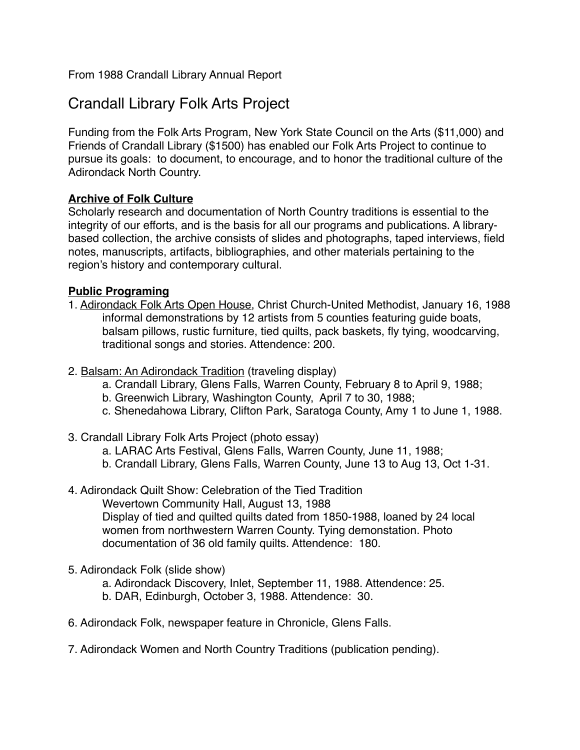From 1988 Crandall Library Annual Report

# Crandall Library Folk Arts Project

Funding from the Folk Arts Program, New York State Council on the Arts ($11,000) and Friends of Crandall Library ($1500) has enabled our Folk Arts Project to continue to pursue its goals: to document, to encourage, and to honor the traditional culture of the Adirondack North Country.

**Archive of Folk Culture**

Scholarly research and documentation of North Country traditions is essential to the integrity of our efforts, and is the basis for all our programs and publications. A library-based collection, the archive consists of slides and photographs, taped interviews, field notes, manuscripts, artifacts, bibliographies, and other materials pertaining to the region's history and contemporary cultural.

**Public Programing**

1. Adirondack Folk Arts Open House, Christ Church-United Methodist, January 16, 1988
   informal demonstrations by 12 artists from 5 counties featuring guide boats, balsam pillows, rustic furniture, tied quilts, pack baskets, fly tying, woodcarving, traditional songs and stories. Attendence: 200.

2. Balsam: An Adirondack Tradition (traveling display)
   a. Crandall Library, Glens Falls, Warren County, February 8 to April 9, 1988;
   b. Greenwich Library, Washington County, April 7 to 30, 1988;
   c. Shenedahowa Library, Clifton Park, Saratoga County, Amy 1 to June 1, 1988.

3. Crandall Library Folk Arts Project (photo essay)
   a. LARAC Arts Festival, Glens Falls, Warren County, June 11, 1988;
   b. Crandall Library, Glens Falls, Warren County, June 13 to Aug 13, Oct 1-31.

4. Adirondack Quilt Show: Celebration of the Tied Tradition
   Wevertown Community Hall, August 13, 1988
   Display of tied and quilted quilts dated from 1850-1988, loaned by 24 local women from northwestern Warren County. Tying demonstation. Photo documentation of 36 old family quilts. Attendence: 180.

5. Adirondack Folk (slide show)
   a. Adirondack Discovery, Inlet, September 11, 1988. Attendence: 25.
   b. DAR, Edinburgh, October 3, 1988. Attendence: 30.

6. Adirondack Folk, newspaper feature in Chronicle, Glens Falls.

7. Adirondack Women and North Country Traditions (publication pending).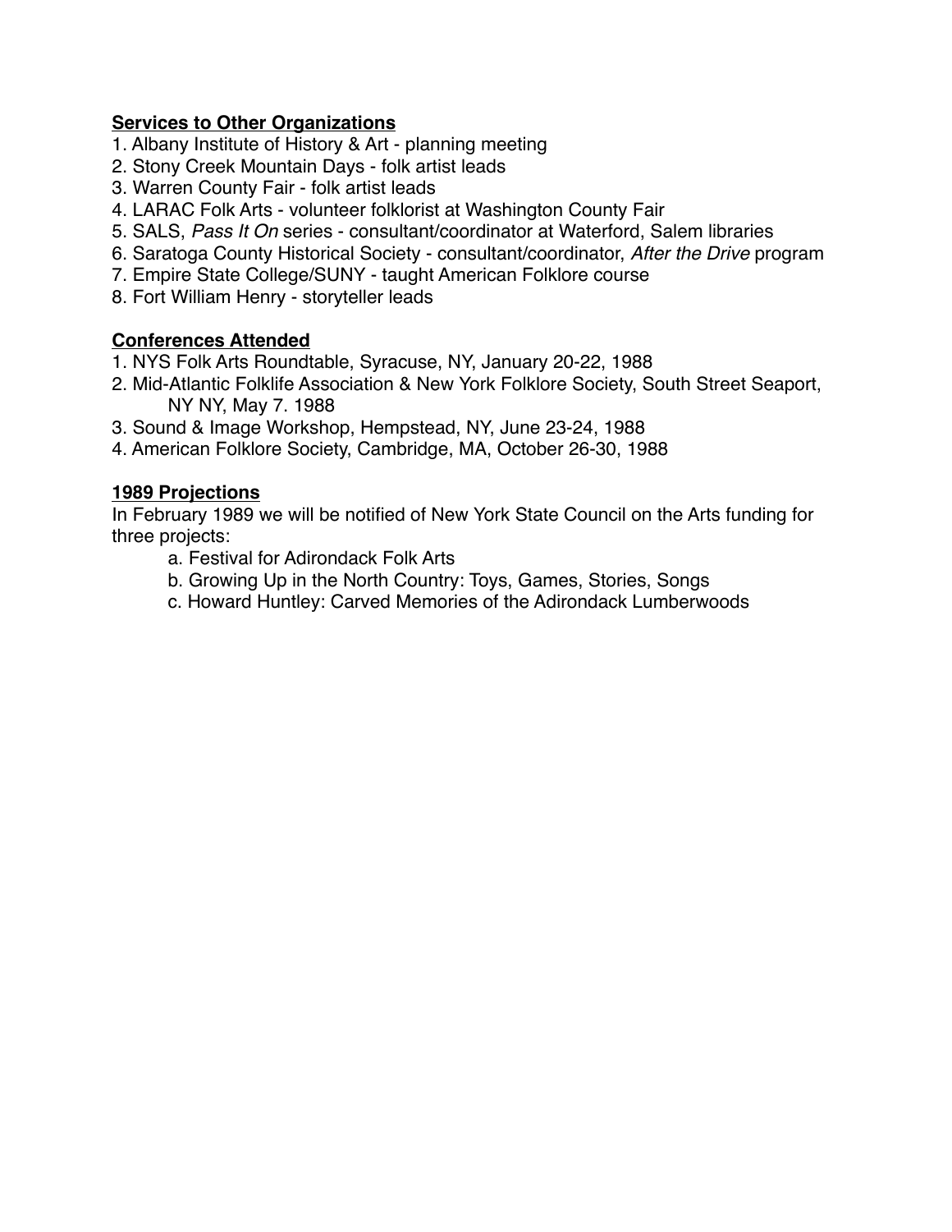**Services to Other Organizations**

1. Albany Institute of History & Art - planning meeting
2. Stony Creek Mountain Days - folk artist leads
3. Warren County Fair - folk artist leads
4. LARAC Folk Arts - volunteer folklorist at Washington County Fair
5. SALS, *Pass It On* series - consultant/coordinator at Waterford, Salem libraries
6. Saratoga County Historical Society - consultant/coordinator, *After the Drive* program
7. Empire State College/SUNY - taught American Folklore course
8. Fort William Henry - storyteller leads

**Conferences Attended**

1. NYS Folk Arts Roundtable, Syracuse, NY, January 20-22, 1988
2. Mid-Atlantic Folklife Association & New York Folklore Society, South Street Seaport, NY NY, May 7. 1988
3. Sound & Image Workshop, Hempstead, NY, June 23-24, 1988
4. American Folklore Society, Cambridge, MA, October 26-30, 1988

**1989 Projections**

In February 1989 we will be notified of New York State Council on the Arts funding for three projects:

a. Festival for Adirondack Folk Arts
b. Growing Up in the North Country: Toys, Games, Stories, Songs
c. Howard Huntley: Carved Memories of the Adirondack Lumberwoods